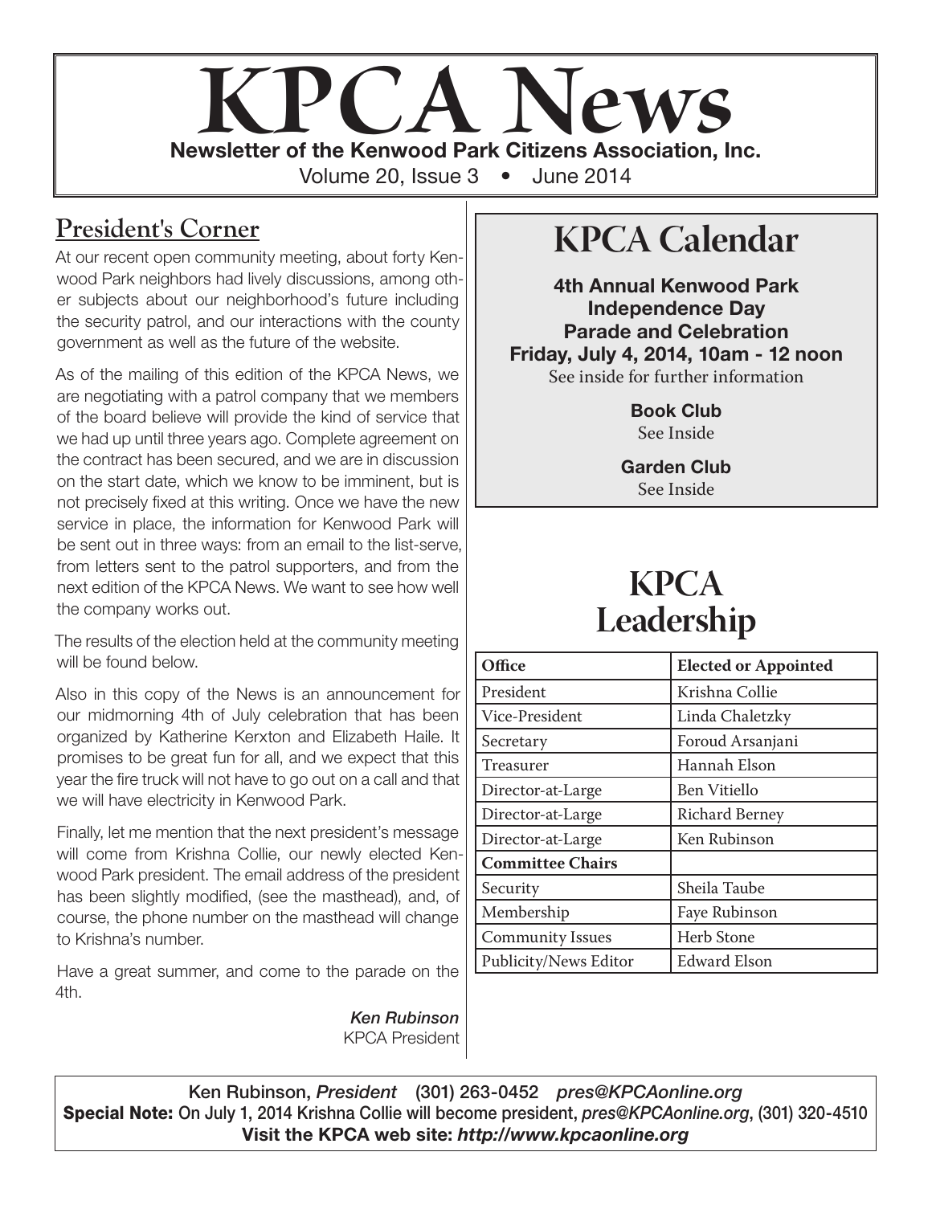# KPCA News

**Newsletter of the Kenwood Park Citizens Association, Inc.**

Volume 20, Issue 3 • June 2014

## President's Corner

At our recent open community meeting, about forty Kenwood Park neighbors had lively discussions, among other subjects about our neighborhood's future including the security patrol, and our interactions with the county government as well as the future of the website.

As of the mailing of this edition of the KPCA News, we are negotiating with a patrol company that we members of the board believe will provide the kind of service that we had up until three years ago. Complete agreement on the contract has been secured, and we are in discussion on the start date, which we know to be imminent, but is not precisely fixed at this writing. Once we have the new service in place, the information for Kenwood Park will be sent out in three ways: from an email to the list-serve, from letters sent to the patrol supporters, and from the next edition of the KPCA News. We want to see how well the company works out.

The results of the election held at the community meeting will be found below.

Also in this copy of the News is an announcement for our midmorning 4th of July celebration that has been organized by Katherine Kerxton and Elizabeth Haile. It promises to be great fun for all, and we expect that this year the fire truck will not have to go out on a call and that we will have electricity in Kenwood Park.

Finally, let me mention that the next president's message will come from Krishna Collie, our newly elected Kenwood Park president. The email address of the president has been slightly modified, (see the masthead), and, of course, the phone number on the masthead will change to Krishna's number.

Have a great summer, and come to the parade on the 4th.

***Ken Rubinson***
KPCA President

## KPCA Calendar

**4th Annual Kenwood Park Independence Day Parade and Celebration**
**Friday, July 4, 2014, 10am - 12 noon**
See inside for further information

**Book Club**
See Inside

**Garden Club**
See Inside

## KPCA Leadership

| Office | Elected or Appointed |
|---|---|
| President | Krishna Collie |
| Vice-President | Linda Chaletzky |
| Secretary | Foroud Arsanjani |
| Treasurer | Hannah Elson |
| Director-at-Large | Ben Vitiello |
| Director-at-Large | Richard Berney |
| Director-at-Large | Ken Rubinson |
| **Committee Chairs** | |
| Security | Sheila Taube |
| Membership | Faye Rubinson |
| Community Issues | Herb Stone |
| Publicity/News Editor | Edward Elson |

Ken Rubinson, *President* (301) 263-0452 *pres@KPCAonline.org*
**Special Note:** On July 1, 2014 Krishna Collie will become president, *pres@KPCAonline.org*, (301) 320-4510
**Visit the KPCA web site: *http://www.kpcaonline.org***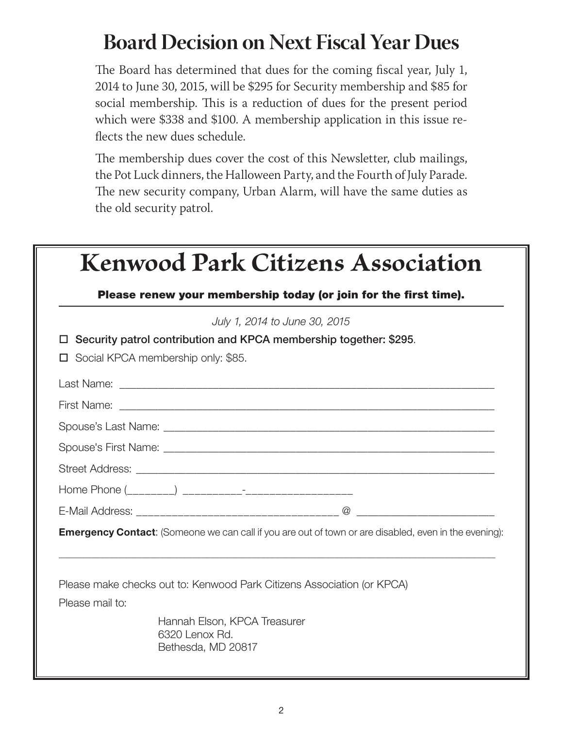# Board Decision on Next Fiscal Year Dues

The Board has determined that dues for the coming fiscal year, July 1, 2014 to June 30, 2015, will be $295 for Security membership and $85 for social membership. This is a reduction of dues for the present period which were $338 and $100. A membership application in this issue reflects the new dues schedule.

The membership dues cover the cost of this Newsletter, club mailings, the Pot Luck dinners, the Halloween Party, and the Fourth of July Parade. The new security company, Urban Alarm, will have the same duties as the old security patrol.

# Kenwood Park Citizens Association

**Please renew your membership today (or join for the first time).**

*July 1, 2014 to June 30, 2015*

☐ **Security patrol contribution and KPCA membership together: $295**.

☐ Social KPCA membership only: $85.

Last Name: ____________________________________________________________

First Name: ____________________________________________________________

Spouse's Last Name: ____________________________________________________

Spouse's First Name: ____________________________________________________

Street Address: _________________________________________________________

Home Phone (________) __________-_________________

E-Mail Address: ________________________________ @ ______________________

**Emergency Contact**: (Someone we can call if you are out of town or are disabled, even in the evening):

______________________________________________________________________

Please make checks out to: Kenwood Park Citizens Association (or KPCA)

Please mail to:

Hannah Elson, KPCA Treasurer
6320 Lenox Rd.
Bethesda, MD 20817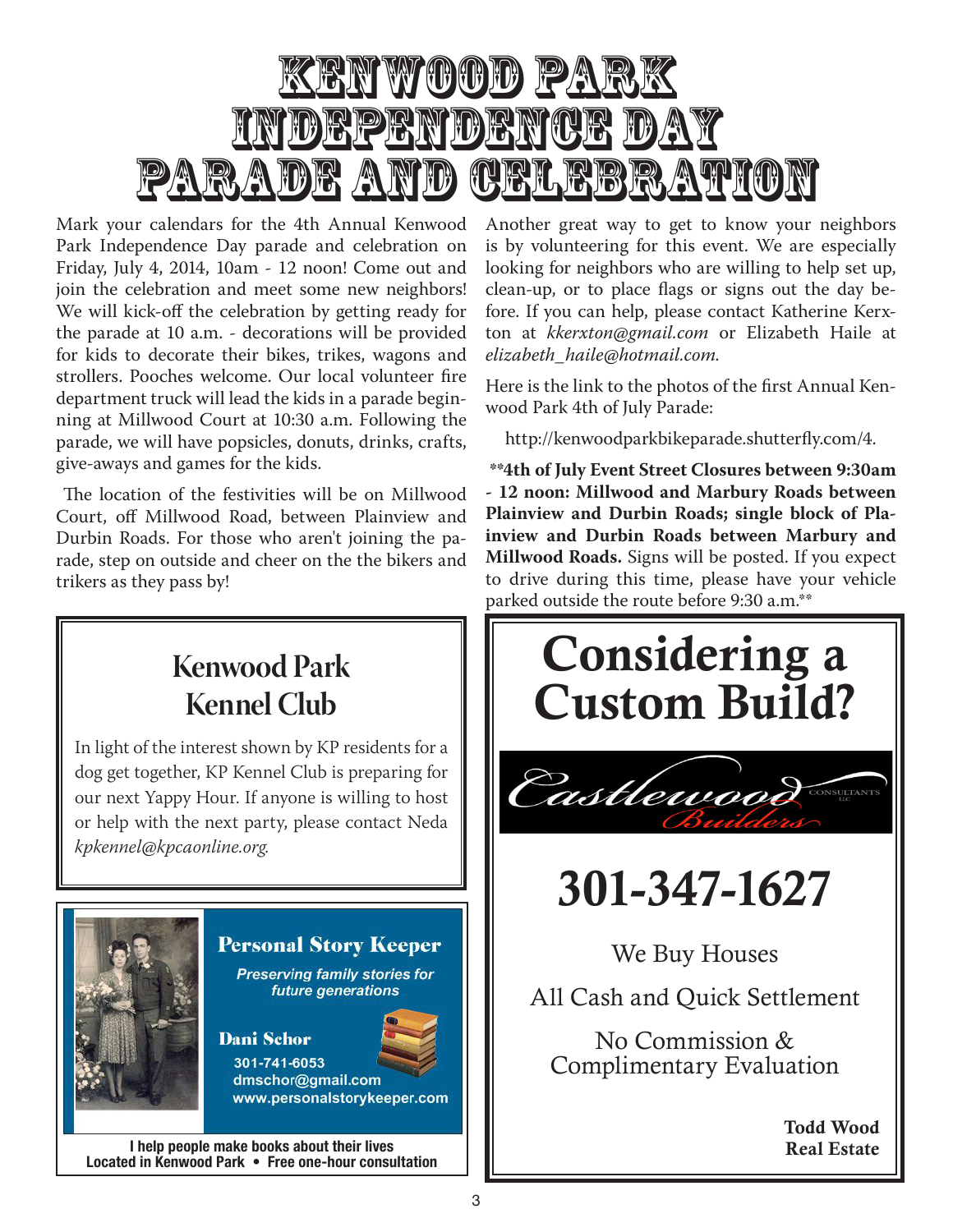# Kenwood Park Independence Day Parade and Celebration

Mark your calendars for the 4th Annual Kenwood Park Independence Day parade and celebration on Friday, July 4, 2014, 10am - 12 noon! Come out and join the celebration and meet some new neighbors! We will kick-off the celebration by getting ready for the parade at 10 a.m. - decorations will be provided for kids to decorate their bikes, trikes, wagons and strollers. Pooches welcome. Our local volunteer fire department truck will lead the kids in a parade beginning at Millwood Court at 10:30 a.m. Following the parade, we will have popsicles, donuts, drinks, crafts, give-aways and games for the kids.

The location of the festivities will be on Millwood Court, off Millwood Road, between Plainview and Durbin Roads. For those who aren't joining the parade, step on outside and cheer on the the bikers and trikers as they pass by!

Another great way to get to know your neighbors is by volunteering for this event. We are especially looking for neighbors who are willing to help set up, clean-up, or to place flags or signs out the day before. If you can help, please contact Katherine Kerxton at *kkerxton@gmail.com* or Elizabeth Haile at *elizabeth_haile@hotmail.com.*

Here is the link to the photos of the first Annual Kenwood Park 4th of July Parade:

http://kenwoodparkbikeparade.shutterfly.com/4.

**\*\*4th of July Event Street Closures between 9:30am - 12 noon: Millwood and Marbury Roads between Plainview and Durbin Roads; single block of Plainview and Durbin Roads between Marbury and Millwood Roads.** Signs will be posted. If you expect to drive during this time, please have your vehicle parked outside the route before 9:30 a.m.\*\*

## Kenwood Park Kennel Club

In light of the interest shown by KP residents for a dog get together, KP Kennel Club is preparing for our next Yappy Hour. If anyone is willing to host or help with the next party, please contact Neda *kpkennel@kpcaonline.org.*

**Personal Story Keeper**

*Preserving family stories for future generations*

**Dani Schor**
301-741-6053
dmschor@gmail.com
www.personalstorykeeper.com

**I help people make books about their lives**
**Located in Kenwood Park • Free one-hour consultation**

# Considering a Custom Build?

Castlewood Builders CONSULTANTS LLC

# 301-347-1627

We Buy Houses

All Cash and Quick Settlement

No Commission & Complimentary Evaluation

**Todd Wood**
**Real Estate**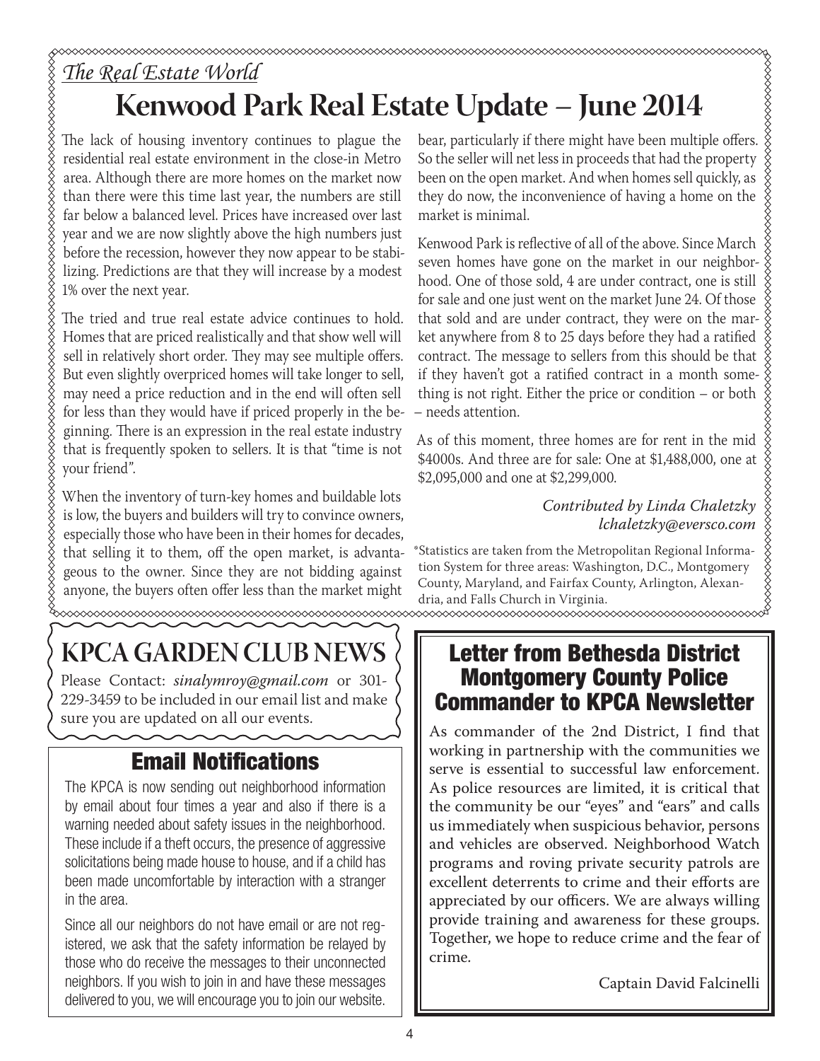*The Real Estate World*

# Kenwood Park Real Estate Update – June 2014

The lack of housing inventory continues to plague the residential real estate environment in the close-in Metro area. Although there are more homes on the market now than there were this time last year, the numbers are still far below a balanced level. Prices have increased over last year and we are now slightly above the high numbers just before the recession, however they now appear to be stabilizing. Predictions are that they will increase by a modest 1% over the next year.

The tried and true real estate advice continues to hold. Homes that are priced realistically and that show well will sell in relatively short order. They may see multiple offers. But even slightly overpriced homes will take longer to sell, may need a price reduction and in the end will often sell for less than they would have if priced properly in the beginning. There is an expression in the real estate industry that is frequently spoken to sellers. It is that "time is not your friend".

When the inventory of turn-key homes and buildable lots is low, the buyers and builders will try to convince owners, especially those who have been in their homes for decades, that selling it to them, off the open market, is advantageous to the owner. Since they are not bidding against anyone, the buyers often offer less than the market might bear, particularly if there might have been multiple offers. So the seller will net less in proceeds that had the property been on the open market. And when homes sell quickly, as they do now, the inconvenience of having a home on the market is minimal.

Kenwood Park is reflective of all of the above. Since March seven homes have gone on the market in our neighborhood. One of those sold, 4 are under contract, one is still for sale and one just went on the market June 24. Of those that sold and are under contract, they were on the market anywhere from 8 to 25 days before they had a ratified contract. The message to sellers from this should be that if they haven't got a ratified contract in a month something is not right. Either the price or condition – or both – needs attention.

As of this moment, three homes are for rent in the mid $4000s. And three are for sale: One at $1,488,000, one at $2,095,000 and one at $2,299,000.

*Contributed by Linda Chaletzky*
*lchaletzky@eversco.com*

*Statistics are taken from the Metropolitan Regional Information System for three areas: Washington, D.C., Montgomery County, Maryland, and Fairfax County, Arlington, Alexandria, and Falls Church in Virginia.

## KPCA GARDEN CLUB NEWS

Please Contact: *sinalymroy@gmail.com* or 301-229-3459 to be included in our email list and make sure you are updated on all our events.

## Email Notifications

The KPCA is now sending out neighborhood information by email about four times a year and also if there is a warning needed about safety issues in the neighborhood. These include if a theft occurs, the presence of aggressive solicitations being made house to house, and if a child has been made uncomfortable by interaction with a stranger in the area.

Since all our neighbors do not have email or are not registered, we ask that the safety information be relayed by those who do receive the messages to their unconnected neighbors. If you wish to join in and have these messages delivered to you, we will encourage you to join our website.

## Letter from Bethesda District Montgomery County Police Commander to KPCA Newsletter

As commander of the 2nd District, I find that working in partnership with the communities we serve is essential to successful law enforcement. As police resources are limited, it is critical that the community be our "eyes" and "ears" and calls us immediately when suspicious behavior, persons and vehicles are observed. Neighborhood Watch programs and roving private security patrols are excellent deterrents to crime and their efforts are appreciated by our officers. We are always willing provide training and awareness for these groups. Together, we hope to reduce crime and the fear of crime.

Captain David Falcinelli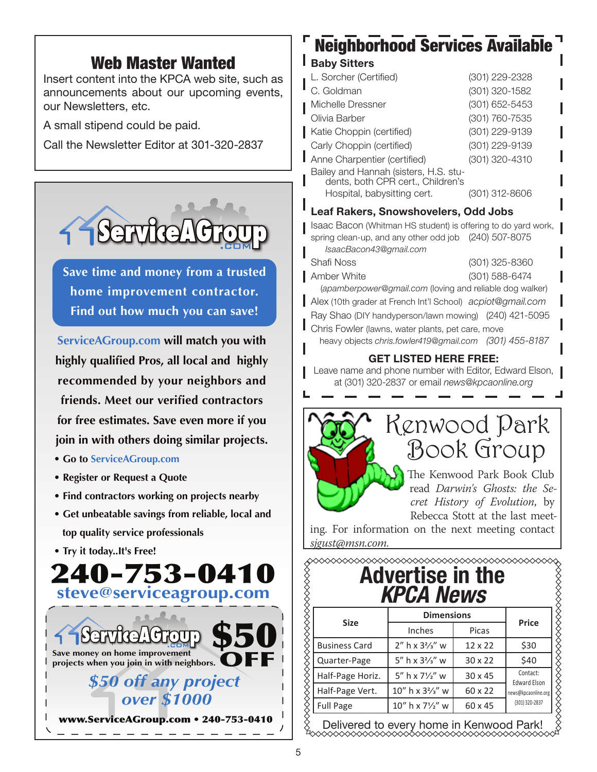## Web Master Wanted

Insert content into the KPCA web site, such as announcements about our upcoming events, our Newsletters, etc.

A small stipend could be paid.

Call the Newsletter Editor at 301-320-2837

ServiceAGroup.com

**Save time and money from a trusted home improvement contractor. Find out how much you can save!**

**ServiceAGroup.com will match you with highly qualified Pros, all local and highly recommended by your neighbors and friends. Meet our verified contractors for free estimates. Save even more if you join in with others doing similar projects.**

- **Go to ServiceAGroup.com**
- **Register or Request a Quote**
- **Find contractors working on projects nearby**
- **Get unbeatable savings from reliable, local and top quality service professionals**
- **Try it today..It's Free!**

# 240-753-0410

**steve@serviceagroup.com**

ServiceAGroup.com **$50 OFF**

Save money on home improvement projects when you join in with neighbors.

*$50 off any project over $1000*

**www.ServiceAGroup.com • 240-753-0410**

## Neighborhood Services Available

### Baby Sitters

| | |
|---|---|
| L. Sorcher (Certified) | (301) 229-2328 |
| C. Goldman | (301) 320-1582 |
| Michelle Dressner | (301) 652-5453 |
| Olivia Barber | (301) 760-7535 |
| Katie Choppin (certified) | (301) 229-9139 |
| Carly Choppin (certified) | (301) 229-9139 |
| Anne Charpentier (certified) | (301) 320-4310 |
| Bailey and Hannah (sisters, H.S. students, both CPR cert., Children's Hospital, babysitting cert. | (301) 312-8606 |

### Leaf Rakers, Snowshovelers, Odd Jobs

Isaac Bacon (Whitman HS student) is offering to do yard work, spring clean-up, and any other odd job (240) 507-8075 *IsaacBacon43@gmail.com*

Shafi Noss (301) 325-8360

Amber White (301) 588-6474 (*apamberpower@gmail.com* (loving and reliable dog walker)

Alex (10th grader at French Int'l School) *acpiot@gmail.com*

Ray Shao (DIY handyperson/lawn mowing) (240) 421-5095

Chris Fowler (lawns, water plants, pet care, move heavy objects *chris.fowler419@gmail.com* *(301) 455-8187*

**GET LISTED HERE FREE:**

Leave name and phone number with Editor, Edward Elson, at (301) 320-2837 or email *news@kpcaonline.org*

## Kenwood Park Book Group

The Kenwood Park Book Club read *Darwin's Ghosts: the Secret History of Evolution*, by Rebecca Stott at the last meeting. For information on the next meeting contact *sjgust@msn.com.*

## Advertise in the *KPCA News*

| Size | Dimensions | | Price |
|---|---|---|---|
| | Inches | Picas | |
| Business Card | 2" h x 3⅔" w | 12 x 22 | $30 |
| Quarter-Page | 5" h x 3⅔" w | 30 x 22 | $40 |
| Half-Page Horiz. | 5" h x 7½" w | 30 x 45 | Contact: Edward Elson news@kpcaonline.org (301) 320-2837 |
| Half-Page Vert. | 10" h x 3⅔" w | 60 x 22 | |
| Full Page | 10" h x 7½" w | 60 x 45 | |

Delivered to every home in Kenwood Park!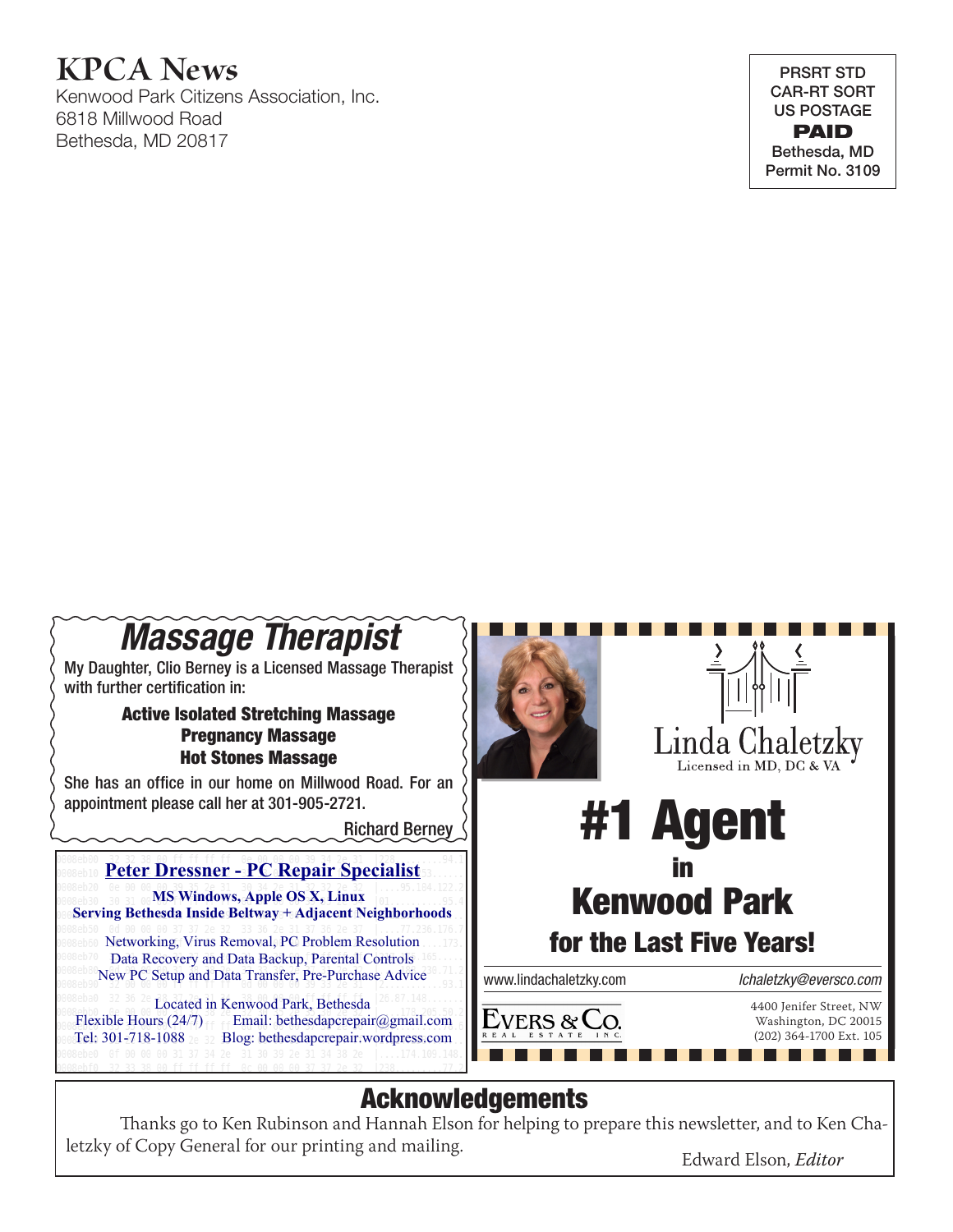# KPCA News

Kenwood Park Citizens Association, Inc.
6818 Millwood Road
Bethesda, MD 20817

PRSRT STD
CAR-RT SORT
US POSTAGE
**PAID**
Bethesda, MD
Permit No. 3109

## *Massage Therapist*

My Daughter, Clio Berney is a Licensed Massage Therapist with further certification in:

**Active Isolated Stretching Massage**
**Pregnancy Massage**
**Hot Stones Massage**

She has an office in our home on Millwood Road. For an appointment please call her at 301-905-2721.

Richard Berney

**Peter Dressner - PC Repair Specialist**

**MS Windows, Apple OS X, Linux**
**Serving Bethesda Inside Beltway + Adjacent Neighborhoods**

Networking, Virus Removal, PC Problem Resolution
Data Recovery and Data Backup, Parental Controls
New PC Setup and Data Transfer, Pre-Purchase Advice

Located in Kenwood Park, Bethesda
Flexible Hours (24/7) Email: bethesdapcrepair@gmail.com
Tel: 301-718-1088 Blog: bethesdapcrepair.wordpress.com

Linda Chaletzky
Licensed in MD, DC & VA

**#1 Agent**
**in**
**Kenwood Park**
**for the Last Five Years!**

www.lindachaletzky.com *lchaletzky@eversco.com*

EVERS & CO. REAL ESTATE INC.

4400 Jenifer Street, NW
Washington, DC 20015
(202) 364-1700 Ext. 105

## Acknowledgements

Thanks go to Ken Rubinson and Hannah Elson for helping to prepare this newsletter, and to Ken Chaletzky of Copy General for our printing and mailing.

Edward Elson, *Editor*